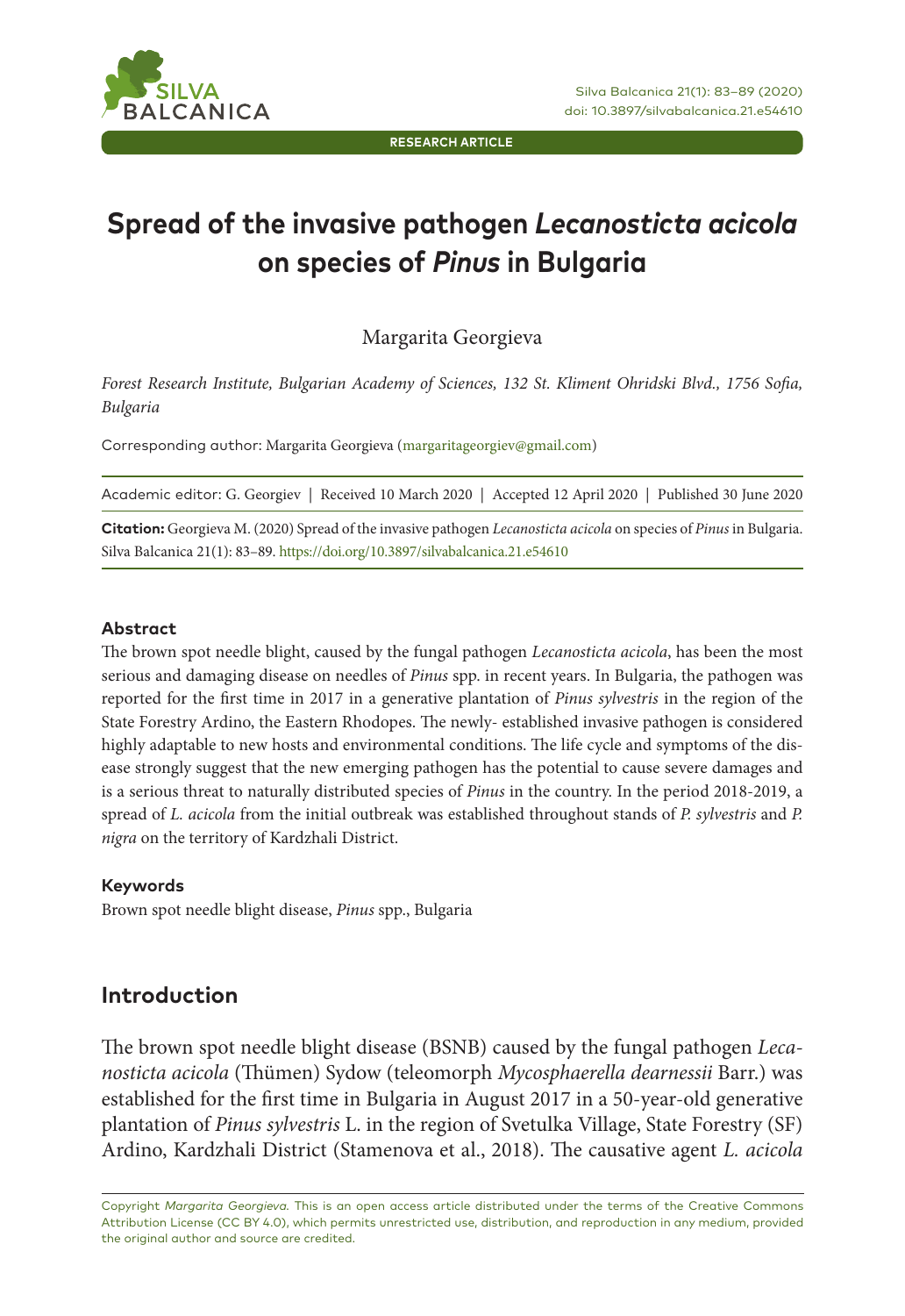RESEARCH ARTICLE

# Spread of the invasive pathogen *Lecanosticta acicola* on species of *Pinus* in Bulgaria

Margarita Georgieva

*Forest Research Institute, Bulgarian Academy of Sciences, 132 St. Kliment Ohridski Blvd., 1756 Sofia, Bulgaria*

Corresponding author: Margarita Georgieva (margaritageorgiev@gmail.com)

Academic editor: G. Georgiev | Received 10 March 2020 | Accepted 12 April 2020 | Published 30 June 2020

**Citation:** Georgieva M. (2020) Spread of the invasive pathogen *Lecanosticta acicola* on species of *Pinus* in Bulgaria. Silva Balcanica 21(1): 83–89. https://doi.org/10.3897/silvabalcanica.21.e54610

#### Abstract

The brown spot needle blight, caused by the fungal pathogen *Lecanosticta acicola*, has been the most serious and damaging disease on needles of *Pinus* spp. in recent years. In Bulgaria, the pathogen was reported for the first time in 2017 in a generative plantation of *Pinus sylvestris* in the region of the State Forestry Ardino, the Eastern Rhodopes. The newly- established invasive pathogen is considered highly adaptable to new hosts and environmental conditions. The life cycle and symptoms of the disease strongly suggest that the new emerging pathogen has the potential to cause severe damages and is a serious threat to naturally distributed species of *Pinus* in the country. In the period 2018-2019, a spread of *L. acicola* from the initial outbreak was established throughout stands of *P. sylvestris* and *P. nigra* on the territory of Kardzhali District.

#### Keywords

Brown spot needle blight disease, *Pinus* spp., Bulgaria

## Introduction

The brown spot needle blight disease (BSNB) caused by the fungal pathogen *Lecanosticta acicola* (Thümen) Sydow (teleomorph *Mycosphaerella dearnessii* Barr.) was established for the first time in Bulgaria in August 2017 in a 50-year-old generative plantation of *Pinus sylvestris* L. in the region of Svetulka Village, State Forestry (SF) Ardino, Kardzhali District (Stamenova et al., 2018). The causative agent *L. acicola*

Copyright *Margarita Georgieva.* This is an open access article distributed under the terms of the Creative Commons Attribution License (CC BY 4.0), which permits unrestricted use, distribution, and reproduction in any medium, provided the original author and source are credited.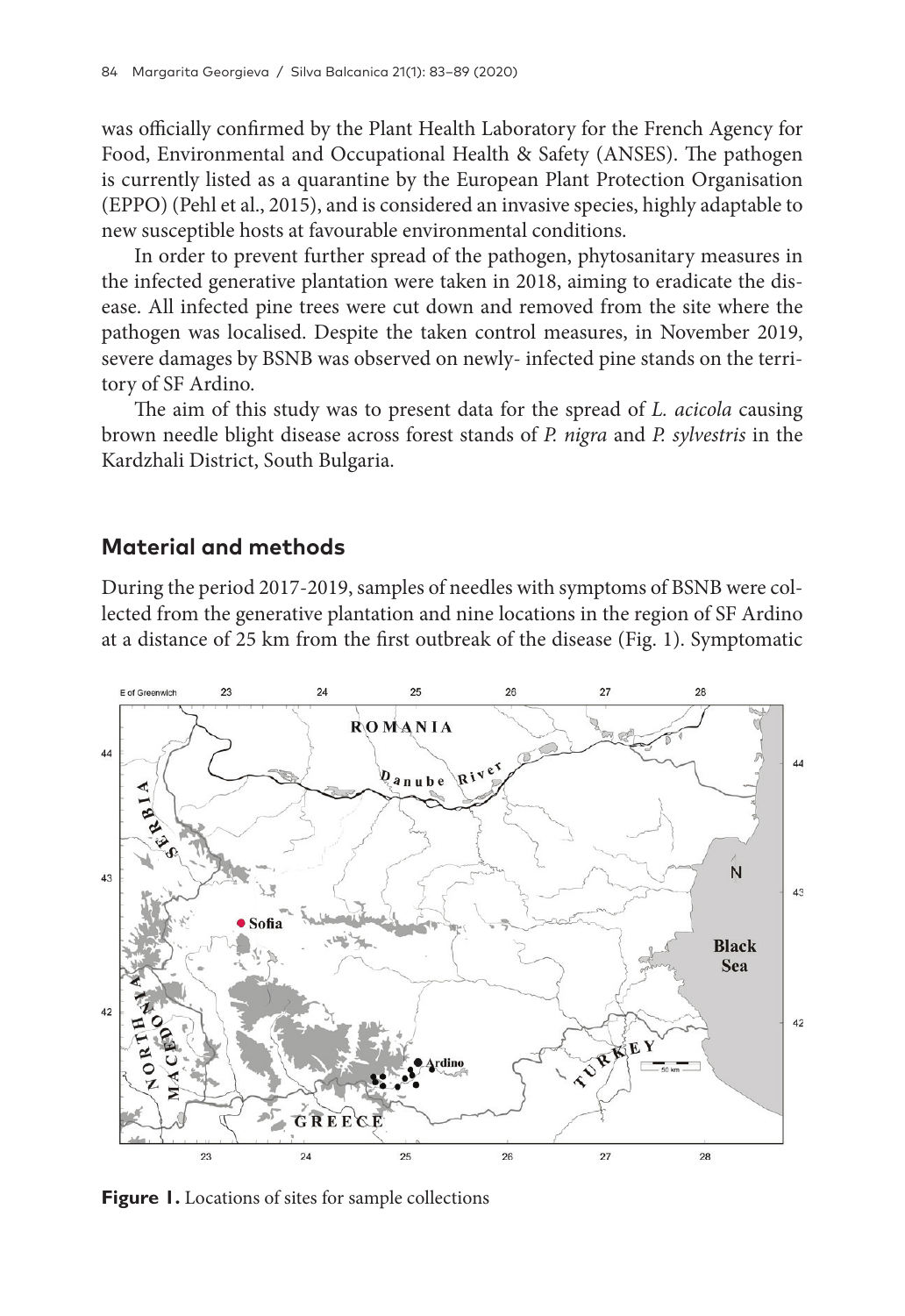was officially confirmed by the Plant Health Laboratory for the French Agency for Food, Environmental and Occupational Health & Safety (ANSES). The pathogen is currently listed as a quarantine by the European Plant Protection Organisation (EPPO) (Pehl et al., 2015), and is considered an invasive species, highly adaptable to new susceptible hosts at favourable environmental conditions.

In order to prevent further spread of the pathogen, phytosanitary measures in the infected generative plantation were taken in 2018, aiming to eradicate the disease. All infected pine trees were cut down and removed from the site where the pathogen was localised. Despite the taken control measures, in November 2019, severe damages by BSNB was observed on newly- infected pine stands on the territory of SF Ardino.

The aim of this study was to present data for the spread of *L. acicola* causing brown needle blight disease across forest stands of *P. nigra* and *P. sylvestris* in the Kardzhali District, South Bulgaria.

## Material and methods

During the period 2017-2019, samples of needles with symptoms of BSNB were collected from the generative plantation and nine locations in the region of SF Ardino at a distance of 25 km from the first outbreak of the disease (Fig. 1). Symptomatic

**Figure 1.** Locations of sites for sample collections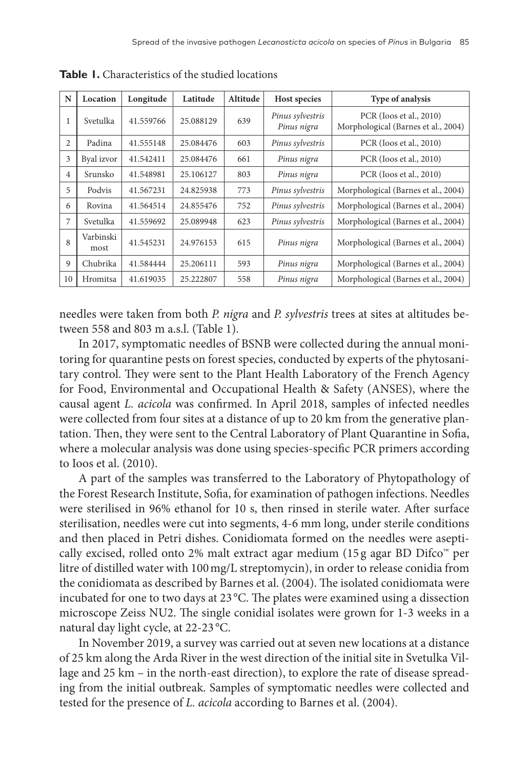**Table 1.** Characteristics of the studied locations

| N | Location | Longitude | Latitude | Altitude | Host species | Type of analysis |
|---|---|---|---|---|---|---|
| 1 | Svetulka | 41.559766 | 25.088129 | 639 | *Pinus sylvestris* *Pinus nigra* | PCR (Ioos et al., 2010) Morphological (Barnes et al., 2004) |
| 2 | Padina | 41.555148 | 25.084476 | 603 | *Pinus sylvestris* | PCR (Ioos et al., 2010) |
| 3 | Byal izvor | 41.542411 | 25.084476 | 661 | *Pinus nigra* | PCR (Ioos et al., 2010) |
| 4 | Srunsko | 41.548981 | 25.106127 | 803 | *Pinus nigra* | PCR (Ioos et al., 2010) |
| 5 | Podvis | 41.567231 | 24.825938 | 773 | *Pinus sylvestris* | Morphological (Barnes et al., 2004) |
| 6 | Rovina | 41.564514 | 24.855476 | 752 | *Pinus sylvestris* | Morphological (Barnes et al., 2004) |
| 7 | Svetulka | 41.559692 | 25.089948 | 623 | *Pinus sylvestris* | Morphological (Barnes et al., 2004) |
| 8 | Varbinski most | 41.545231 | 24.976153 | 615 | *Pinus nigra* | Morphological (Barnes et al., 2004) |
| 9 | Chubrika | 41.584444 | 25.206111 | 593 | *Pinus nigra* | Morphological (Barnes et al., 2004) |
| 10 | Hromitsa | 41.619035 | 25.222807 | 558 | *Pinus nigra* | Morphological (Barnes et al., 2004) |

needles were taken from both *P. nigra* and *P. sylvestris* trees at sites at altitudes between 558 and 803 m a.s.l. (Table 1).

In 2017, symptomatic needles of BSNB were collected during the annual monitoring for quarantine pests on forest species, conducted by experts of the phytosanitary control. They were sent to the Plant Health Laboratory of the French Agency for Food, Environmental and Occupational Health & Safety (ANSES), where the causal agent *L. acicola* was confirmed. In April 2018, samples of infected needles were collected from four sites at a distance of up to 20 km from the generative plantation. Then, they were sent to the Central Laboratory of Plant Quarantine in Sofia, where a molecular analysis was done using species-specific PCR primers according to Ioos et al. (2010).

A part of the samples was transferred to the Laboratory of Phytopathology of the Forest Research Institute, Sofia, for examination of pathogen infections. Needles were sterilised in 96% ethanol for 10 s, then rinsed in sterile water. After surface sterilisation, needles were cut into segments, 4-6 mm long, under sterile conditions and then placed in Petri dishes. Conidiomata formed on the needles were aseptically excised, rolled onto 2% malt extract agar medium (15 g agar BD Difco™ per litre of distilled water with 100 mg/L streptomycin), in order to release conidia from the conidiomata as described by Barnes et al. (2004). The isolated conidiomata were incubated for one to two days at 23 °C. The plates were examined using a dissection microscope Zeiss NU2. The single conidial isolates were grown for 1-3 weeks in a natural day light cycle, at 22-23 °C.

In November 2019, a survey was carried out at seven new locations at a distance of 25 km along the Arda River in the west direction of the initial site in Svetulka Village and 25 km – in the north-east direction), to explore the rate of disease spreading from the initial outbreak. Samples of symptomatic needles were collected and tested for the presence of *L. acicola* according to Barnes et al. (2004).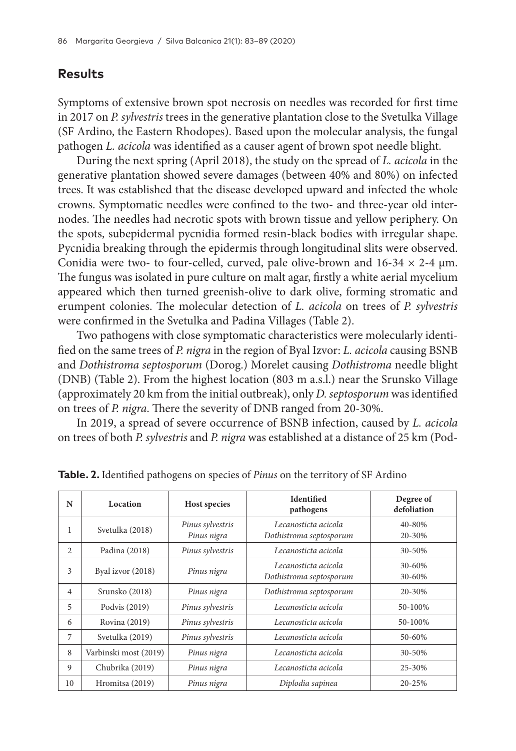## Results

Symptoms of extensive brown spot necrosis on needles was recorded for first time in 2017 on *P. sylvestris* trees in the generative plantation close to the Svetulka Village (SF Ardino, the Eastern Rhodopes). Based upon the molecular analysis, the fungal pathogen *L. acicola* was identified as a causer agent of brown spot needle blight.

During the next spring (April 2018), the study on the spread of *L. acicola* in the generative plantation showed severe damages (between 40% and 80%) on infected trees. It was established that the disease developed upward and infected the whole crowns. Symptomatic needles were confined to the two- and three-year old internodes. The needles had necrotic spots with brown tissue and yellow periphery. On the spots, subepidermal pycnidia formed resin-black bodies with irregular shape. Pycnidia breaking through the epidermis through longitudinal slits were observed. Conidia were two- to four-celled, curved, pale olive-brown and 16-34 × 2-4 µm. The fungus was isolated in pure culture on malt agar, firstly a white aerial mycelium appeared which then turned greenish-olive to dark olive, forming stromatic and erumpent colonies. The molecular detection of *L. acicola* on trees of *P. sylvestris* were confirmed in the Svetulka and Padina Villages (Table 2).

Two pathogens with close symptomatic characteristics were molecularly identified on the same trees of *P. nigra* in the region of Byal Izvor: *L. acicola* causing BSNB and *Dothistroma septosporum* (Dorog.) Morelet causing *Dothistroma* needle blight (DNB) (Table 2). From the highest location (803 m a.s.l.) near the Srunsko Village (approximately 20 km from the initial outbreak), only *D. septosporum* was identified on trees of *P. nigra*. There the severity of DNB ranged from 20-30%.

In 2019, a spread of severe occurrence of BSNB infection, caused by *L. acicola* on trees of both *P. sylvestris* and *P. nigra* was established at a distance of 25 km (Pod-

**Table. 2.** Identified pathogens on species of *Pinus* on the territory of SF Ardino

| N | Location | Host species | Identified pathogens | Degree of defoliation |
|---|---|---|---|---|
| 1 | Svetulka (2018) | *Pinus sylvestris*<br>*Pinus nigra* | *Lecanosticta acicola*<br>*Dothistroma septosporum* | 40-80%<br>20-30% |
| 2 | Padina (2018) | *Pinus sylvestris* | *Lecanosticta acicola* | 30-50% |
| 3 | Byal izvor (2018) | *Pinus nigra* | *Lecanosticta acicola*<br>*Dothistroma septosporum* | 30-60%<br>30-60% |
| 4 | Srunsko (2018) | *Pinus nigra* | *Dothistroma septosporum* | 20-30% |
| 5 | Podvis (2019) | *Pinus sylvestris* | *Lecanosticta acicola* | 50-100% |
| 6 | Rovina (2019) | *Pinus sylvestris* | *Lecanosticta acicola* | 50-100% |
| 7 | Svetulka (2019) | *Pinus sylvestris* | *Lecanosticta acicola* | 50-60% |
| 8 | Varbinski most (2019) | *Pinus nigra* | *Lecanosticta acicola* | 30-50% |
| 9 | Chubrika (2019) | *Pinus nigra* | *Lecanosticta acicola* | 25-30% |
| 10 | Hromitsa (2019) | *Pinus nigra* | *Diplodia sapinea* | 20-25% |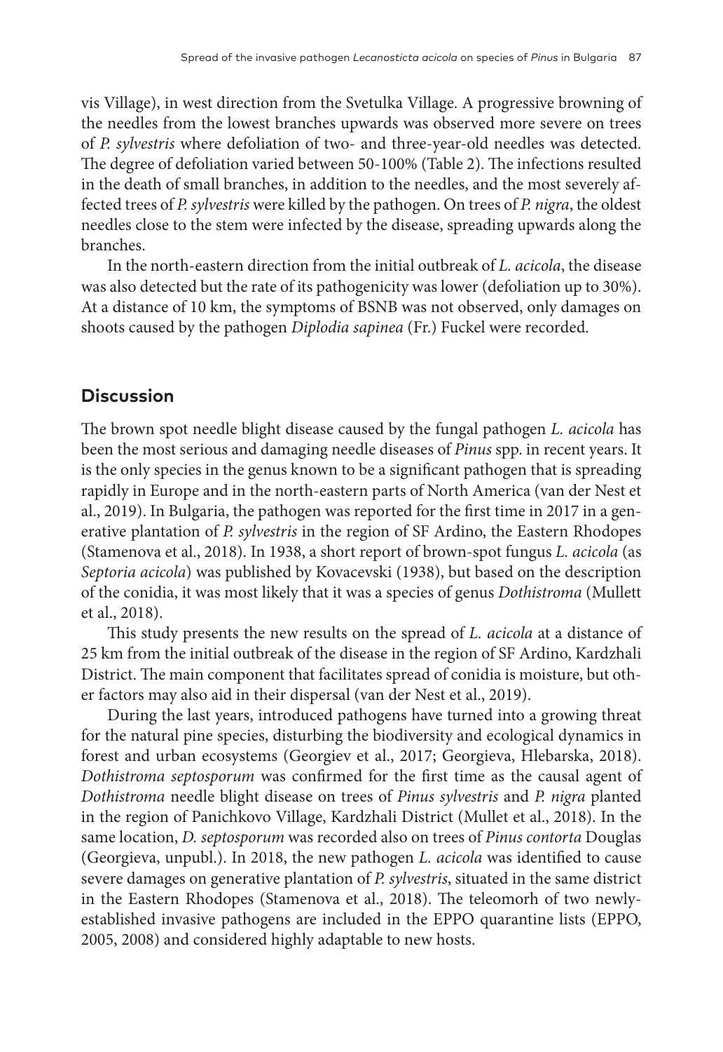vis Village), in west direction from the Svetulka Village. A progressive browning of the needles from the lowest branches upwards was observed more severe on trees of *P. sylvestris* where defoliation of two- and three-year-old needles was detected. The degree of defoliation varied between 50-100% (Table 2). The infections resulted in the death of small branches, in addition to the needles, and the most severely affected trees of *P. sylvestris* were killed by the pathogen. On trees of *P. nigra*, the oldest needles close to the stem were infected by the disease, spreading upwards along the branches.

In the north-eastern direction from the initial outbreak of *L. acicola*, the disease was also detected but the rate of its pathogenicity was lower (defoliation up to 30%). At a distance of 10 km, the symptoms of BSNB was not observed, only damages on shoots caused by the pathogen *Diplodia sapinea* (Fr.) Fuckel were recorded.

## Discussion

The brown spot needle blight disease caused by the fungal pathogen *L. acicola* has been the most serious and damaging needle diseases of *Pinus* spp. in recent years. It is the only species in the genus known to be a significant pathogen that is spreading rapidly in Europe and in the north-eastern parts of North America (van der Nest et al., 2019). In Bulgaria, the pathogen was reported for the first time in 2017 in a generative plantation of *P. sylvestris* in the region of SF Ardino, the Eastern Rhodopes (Stamenova et al., 2018). In 1938, a short report of brown-spot fungus *L. acicola* (as *Septoria acicola*) was published by Kovacevski (1938), but based on the description of the conidia, it was most likely that it was a species of genus *Dothistroma* (Mullett et al., 2018).

This study presents the new results on the spread of *L. acicola* at a distance of 25 km from the initial outbreak of the disease in the region of SF Ardino, Kardzhali District. The main component that facilitates spread of conidia is moisture, but other factors may also aid in their dispersal (van der Nest et al., 2019).

During the last years, introduced pathogens have turned into a growing threat for the natural pine species, disturbing the biodiversity and ecological dynamics in forest and urban ecosystems (Georgiev et al., 2017; Georgieva, Hlebarska, 2018). *Dothistroma septosporum* was confirmed for the first time as the causal agent of *Dothistroma* needle blight disease on trees of *Pinus sylvestris* and *P. nigra* planted in the region of Panichkovo Village, Kardzhali District (Mullet et al., 2018). In the same location, *D. septosporum* was recorded also on trees of *Pinus contorta* Douglas (Georgieva, unpubl.). In 2018, the new pathogen *L. acicola* was identified to cause severe damages on generative plantation of *P. sylvestris*, situated in the same district in the Eastern Rhodopes (Stamenova et al., 2018). The teleomorh of two newly-established invasive pathogens are included in the EPPO quarantine lists (EPPO, 2005, 2008) and considered highly adaptable to new hosts.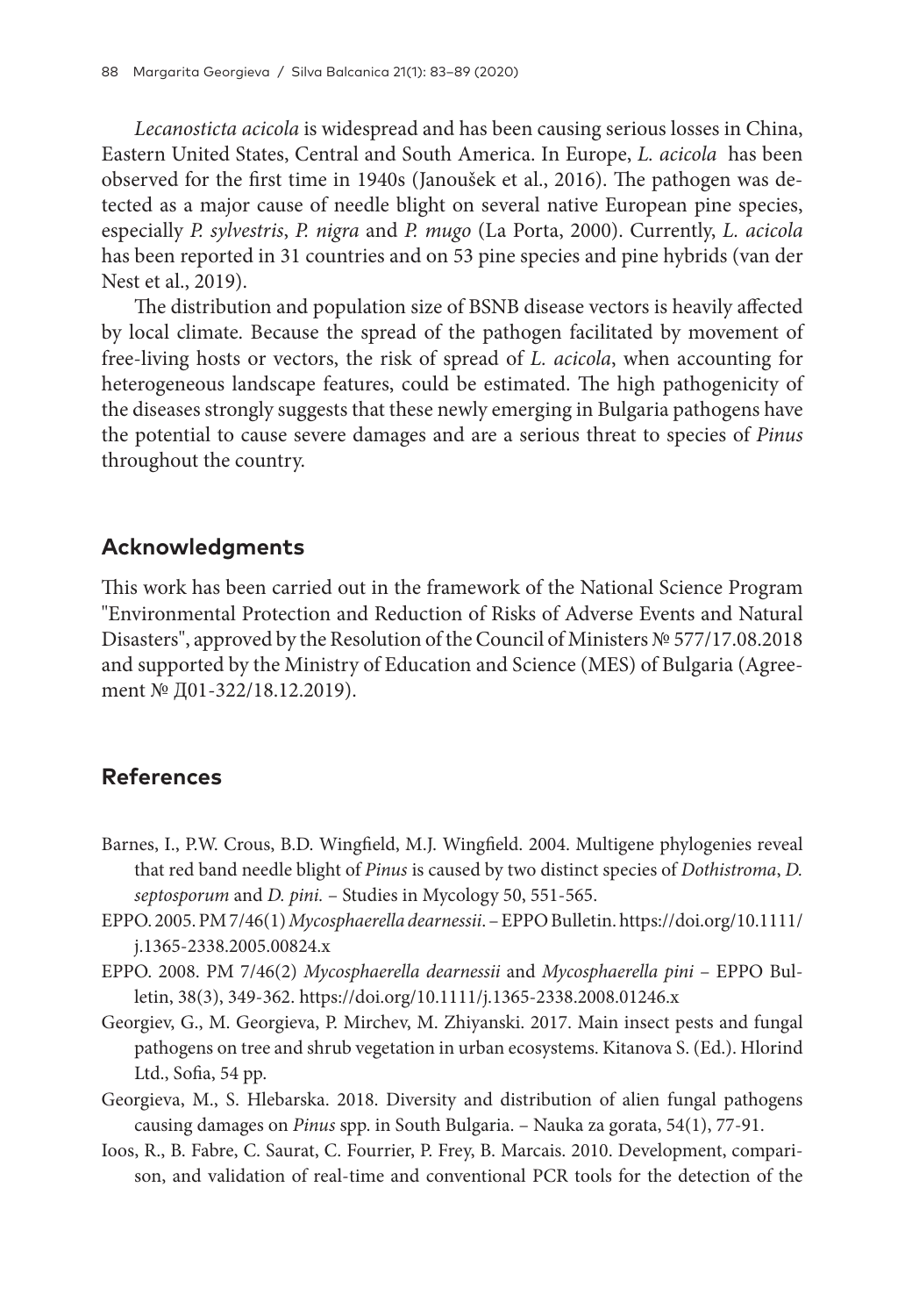*Lecanosticta acicola* is widespread and has been causing serious losses in China, Eastern United States, Central and South America. In Europe, *L. acicola* has been observed for the first time in 1940s (Janoušek et al., 2016). The pathogen was detected as a major cause of needle blight on several native European pine species, especially *P. sylvestris*, *P. nigra* and *P. mugo* (La Porta, 2000). Currently, *L. acicola* has been reported in 31 countries and on 53 pine species and pine hybrids (van der Nest et al., 2019).

The distribution and population size of BSNB disease vectors is heavily affected by local climate. Because the spread of the pathogen facilitated by movement of free-living hosts or vectors, the risk of spread of *L. acicola*, when accounting for heterogeneous landscape features, could be estimated. The high pathogenicity of the diseases strongly suggests that these newly emerging in Bulgaria pathogens have the potential to cause severe damages and are a serious threat to species of *Pinus* throughout the country.

## Acknowledgments

This work has been carried out in the framework of the National Science Program "Environmental Protection and Reduction of Risks of Adverse Events and Natural Disasters", approved by the Resolution of the Council of Ministers № 577/17.08.2018 and supported by the Ministry of Education and Science (MES) of Bulgaria (Agreement № Д01-322/18.12.2019).

## References

Barnes, I., P.W. Crous, B.D. Wingfield, M.J. Wingfield. 2004. Multigene phylogenies reveal that red band needle blight of *Pinus* is caused by two distinct species of *Dothistroma*, *D. septosporum* and *D. pini.* – Studies in Mycology 50, 551-565.

EPPO. 2005. PM 7/46(1) *Mycosphaerella dearnessii*. – EPPO Bulletin. https://doi.org/10.1111/j.1365-2338.2005.00824.x

EPPO. 2008. PM 7/46(2) *Mycosphaerella dearnessii* and *Mycosphaerella pini* – EPPO Bulletin, 38(3), 349-362. https://doi.org/10.1111/j.1365-2338.2008.01246.x

Georgiev, G., M. Georgieva, P. Mirchev, M. Zhiyanski. 2017. Main insect pests and fungal pathogens on tree and shrub vegetation in urban ecosystems. Kitanova S. (Ed.). Hlorind Ltd., Sofia, 54 pp.

Georgieva, M., S. Hlebarska. 2018. Diversity and distribution of alien fungal pathogens causing damages on *Pinus* spp. in South Bulgaria. – Nauka za gorata, 54(1), 77-91.

Ioos, R., B. Fabre, C. Saurat, C. Fourrier, P. Frey, B. Marcais. 2010. Development, comparison, and validation of real-time and conventional PCR tools for the detection of the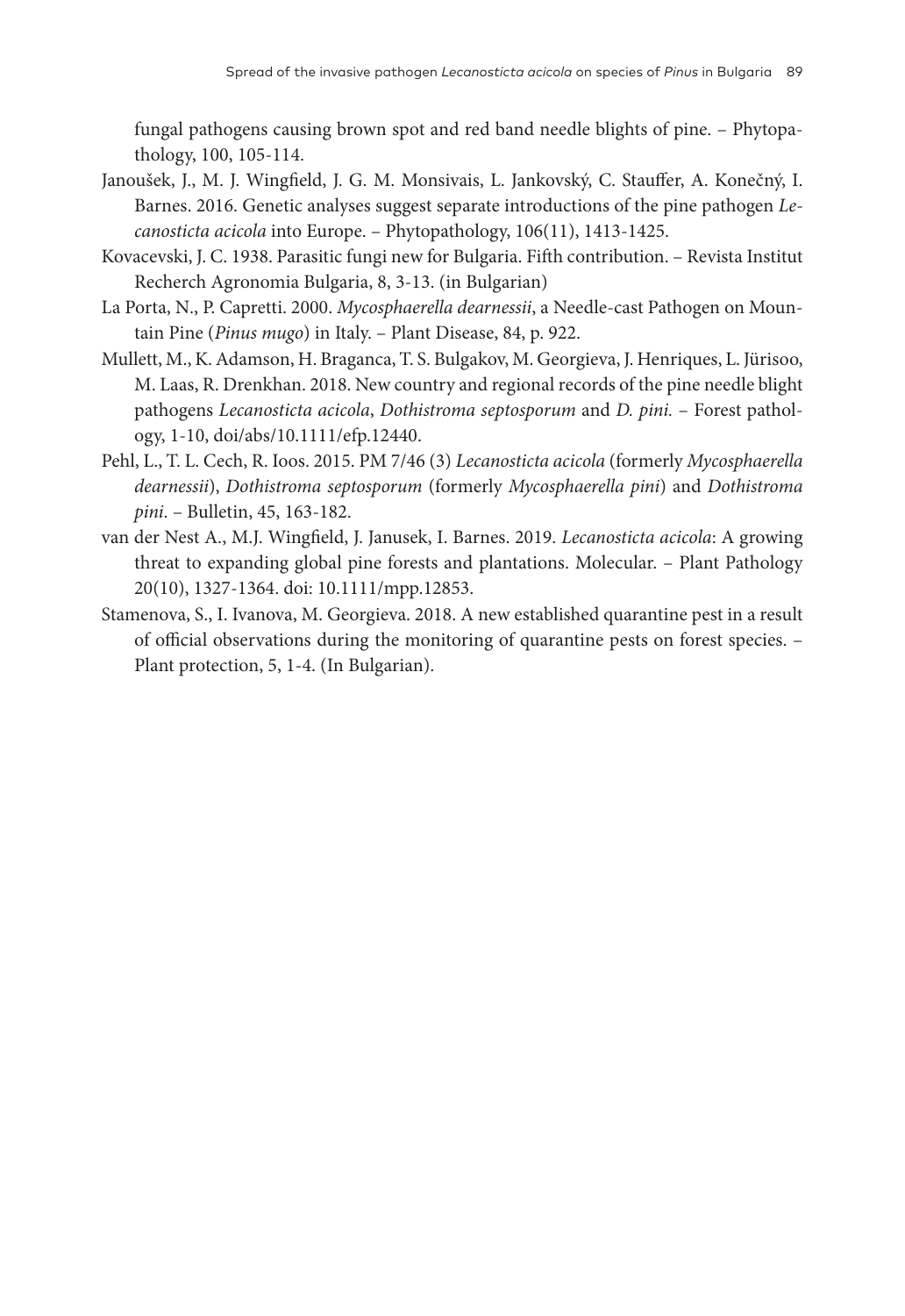fungal pathogens causing brown spot and red band needle blights of pine. – Phytopathology, 100, 105-114.

Janoušek, J., M. J. Wingfield, J. G. M. Monsivais, L. Jankovský, C. Stauffer, A. Konečný, I. Barnes. 2016. Genetic analyses suggest separate introductions of the pine pathogen *Lecanosticta acicola* into Europe. – Phytopathology, 106(11), 1413-1425.

Kovacevski, J. C. 1938. Parasitic fungi new for Bulgaria. Fifth contribution. – Revista Institut Recherch Agronomia Bulgaria, 8, 3-13. (in Bulgarian)

La Porta, N., P. Capretti. 2000. *Mycosphaerella dearnessii*, a Needle-cast Pathogen on Mountain Pine (*Pinus mugo*) in Italy. – Plant Disease, 84, p. 922.

Mullett, M., K. Adamson, H. Braganca, T. S. Bulgakov, M. Georgieva, J. Henriques, L. Jürisoo, M. Laas, R. Drenkhan. 2018. New country and regional records of the pine needle blight pathogens *Lecanosticta acicola*, *Dothistroma septosporum* and *D. pini.* – Forest pathology, 1-10, doi/abs/10.1111/efp.12440.

Pehl, L., T. L. Cech, R. Ioos. 2015. PM 7/46 (3) *Lecanosticta acicola* (formerly *Mycosphaerella dearnessii*), *Dothistroma septosporum* (formerly *Mycosphaerella pini*) and *Dothistroma pini*. – Bulletin, 45, 163-182.

van der Nest A., M.J. Wingfield, J. Janusek, I. Barnes. 2019. *Lecanosticta acicola*: A growing threat to expanding global pine forests and plantations. Molecular. – Plant Pathology 20(10), 1327-1364. doi: 10.1111/mpp.12853.

Stamenova, S., I. Ivanova, M. Georgieva. 2018. A new established quarantine pest in a result of official observations during the monitoring of quarantine pests on forest species. – Plant protection, 5, 1-4. (In Bulgarian).